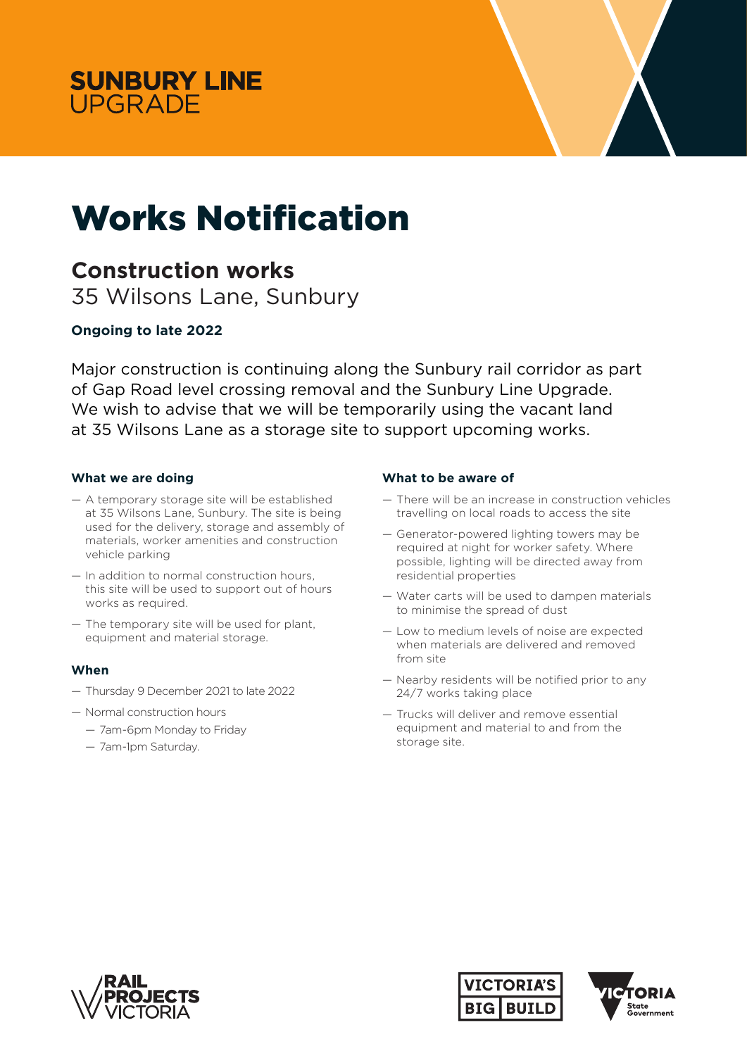**SUNBURY LINE**
UPGRADE

# Works Notification

## Construction works

35 Wilsons Lane, Sunbury

**Ongoing to late 2022**

Major construction is continuing along the Sunbury rail corridor as part of Gap Road level crossing removal and the Sunbury Line Upgrade. We wish to advise that we will be temporarily using the vacant land at 35 Wilsons Lane as a storage site to support upcoming works.

### What we are doing

- A temporary storage site will be established at 35 Wilsons Lane, Sunbury. The site is being used for the delivery, storage and assembly of materials, worker amenities and construction vehicle parking
- In addition to normal construction hours, this site will be used to support out of hours works as required.
- The temporary site will be used for plant, equipment and material storage.

### When

- Thursday 9 December 2021 to late 2022
- Normal construction hours
  - 7am-6pm Monday to Friday
  - 7am-1pm Saturday.

### What to be aware of

- There will be an increase in construction vehicles travelling on local roads to access the site
- Generator-powered lighting towers may be required at night for worker safety. Where possible, lighting will be directed away from residential properties
- Water carts will be used to dampen materials to minimise the spread of dust
- Low to medium levels of noise are expected when materials are delivered and removed from site
- Nearby residents will be notified prior to any 24/7 works taking place
- Trucks will deliver and remove essential equipment and material to and from the storage site.

RAIL PROJECTS VICTORIA

VICTORIA'S BIG BUILD

VICTORIA State Government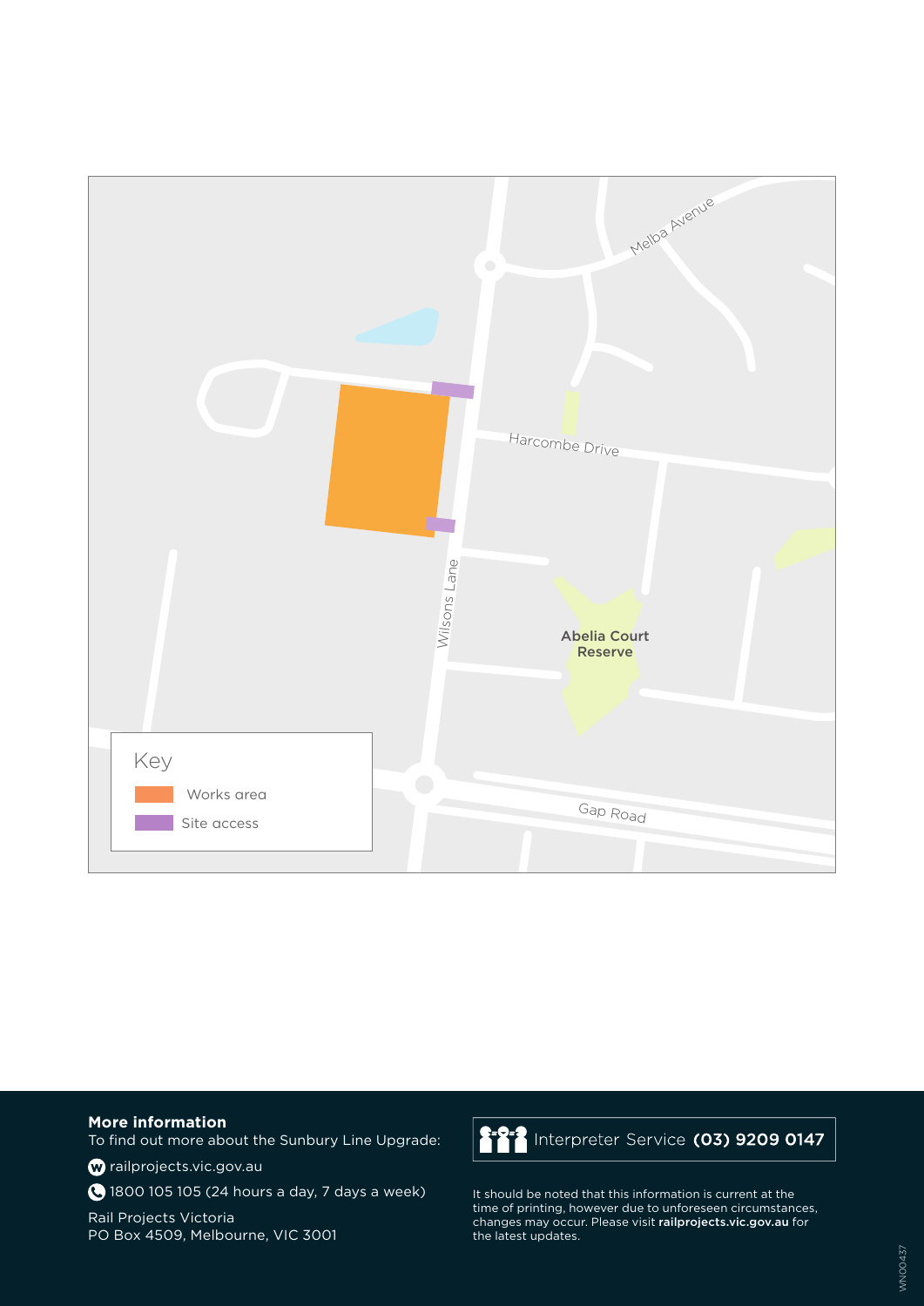Melba Avenue

Harcombe Drive

Wilsons Lane

Abelia Court Reserve

Gap Road

Key

Works area

Site access

**More information**

To find out more about the Sunbury Line Upgrade:

railprojects.vic.gov.au

1800 105 105 (24 hours a day, 7 days a week)

Rail Projects Victoria
PO Box 4509, Melbourne, VIC 3001

Interpreter Service **(03) 9209 0147**

It should be noted that this information is current at the time of printing, however due to unforeseen circumstances, changes may occur. Please visit **railprojects.vic.gov.au** for the latest updates.

WN00437